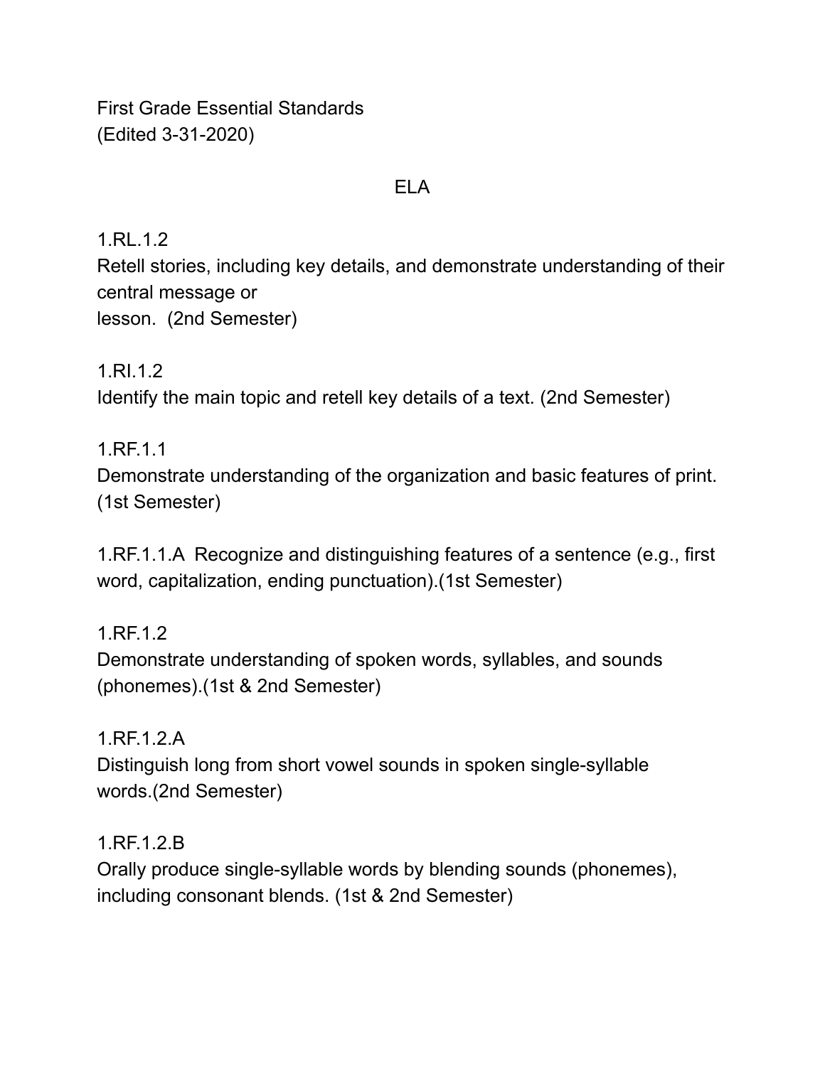First Grade Essential Standards
(Edited 3-31-2020)

## ELA

1.RL.1.2
Retell stories, including key details, and demonstrate understanding of their central message or lesson. (2nd Semester)

1.RI.1.2
Identify the main topic and retell key details of a text. (2nd Semester)

1.RF.1.1
Demonstrate understanding of the organization and basic features of print. (1st Semester)

1.RF.1.1.A Recognize and distinguishing features of a sentence (e.g., first word, capitalization, ending punctuation).(1st Semester)

1.RF.1.2
Demonstrate understanding of spoken words, syllables, and sounds (phonemes).(1st & 2nd Semester)

1.RF.1.2.A
Distinguish long from short vowel sounds in spoken single-syllable words.(2nd Semester)

1.RF.1.2.B
Orally produce single-syllable words by blending sounds (phonemes), including consonant blends. (1st & 2nd Semester)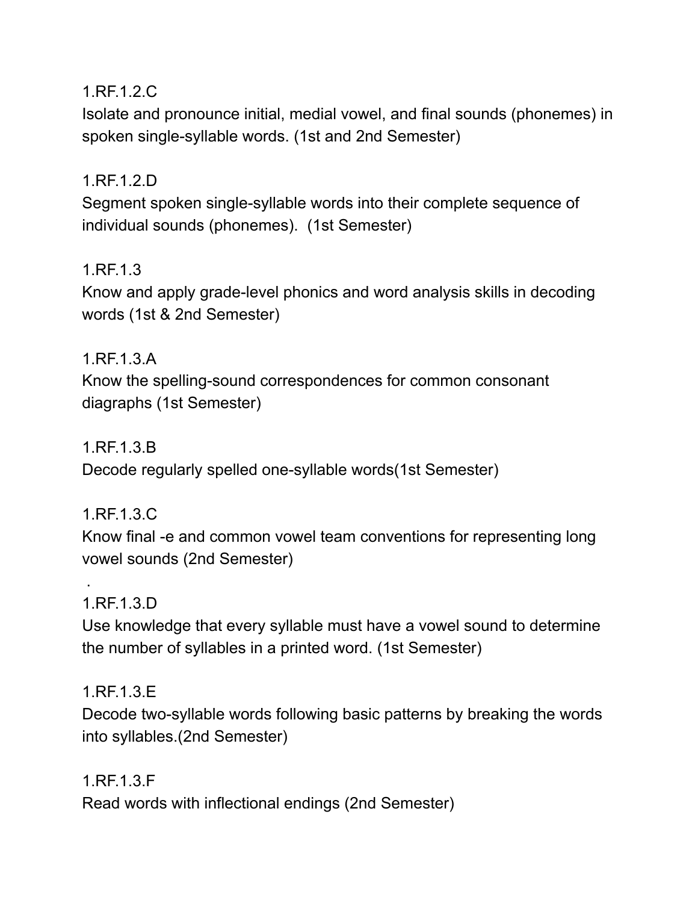1.RF.1.2.C
Isolate and pronounce initial, medial vowel, and final sounds (phonemes) in spoken single-syllable words. (1st and 2nd Semester)

1.RF.1.2.D
Segment spoken single-syllable words into their complete sequence of individual sounds (phonemes). (1st Semester)

1.RF.1.3
Know and apply grade-level phonics and word analysis skills in decoding words (1st & 2nd Semester)

1.RF.1.3.A
Know the spelling-sound correspondences for common consonant diagraphs (1st Semester)

1.RF.1.3.B
Decode regularly spelled one-syllable words(1st Semester)

1.RF.1.3.C
Know final -e and common vowel team conventions for representing long vowel sounds (2nd Semester)

.

1.RF.1.3.D
Use knowledge that every syllable must have a vowel sound to determine the number of syllables in a printed word. (1st Semester)

1.RF.1.3.E
Decode two-syllable words following basic patterns by breaking the words into syllables.(2nd Semester)

1.RF.1.3.F
Read words with inflectional endings (2nd Semester)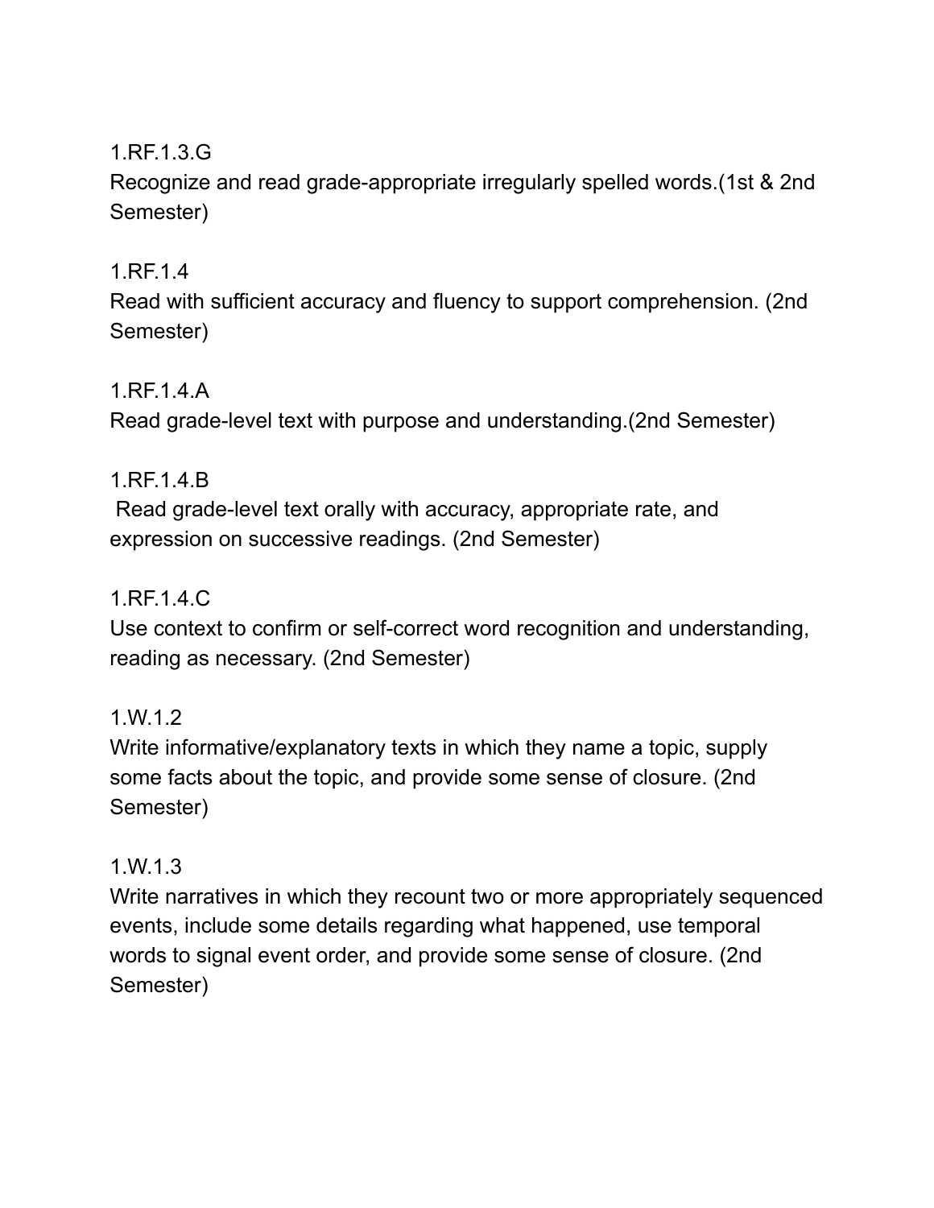1.RF.1.3.G
Recognize and read grade-appropriate irregularly spelled words.(1st & 2nd Semester)

1.RF.1.4
Read with sufficient accuracy and fluency to support comprehension. (2nd Semester)

1.RF.1.4.A
Read grade-level text with purpose and understanding.(2nd Semester)

1.RF.1.4.B
Read grade-level text orally with accuracy, appropriate rate, and expression on successive readings. (2nd Semester)

1.RF.1.4.C
Use context to confirm or self-correct word recognition and understanding, reading as necessary. (2nd Semester)

1.W.1.2
Write informative/explanatory texts in which they name a topic, supply some facts about the topic, and provide some sense of closure. (2nd Semester)

1.W.1.3
Write narratives in which they recount two or more appropriately sequenced events, include some details regarding what happened, use temporal words to signal event order, and provide some sense of closure. (2nd Semester)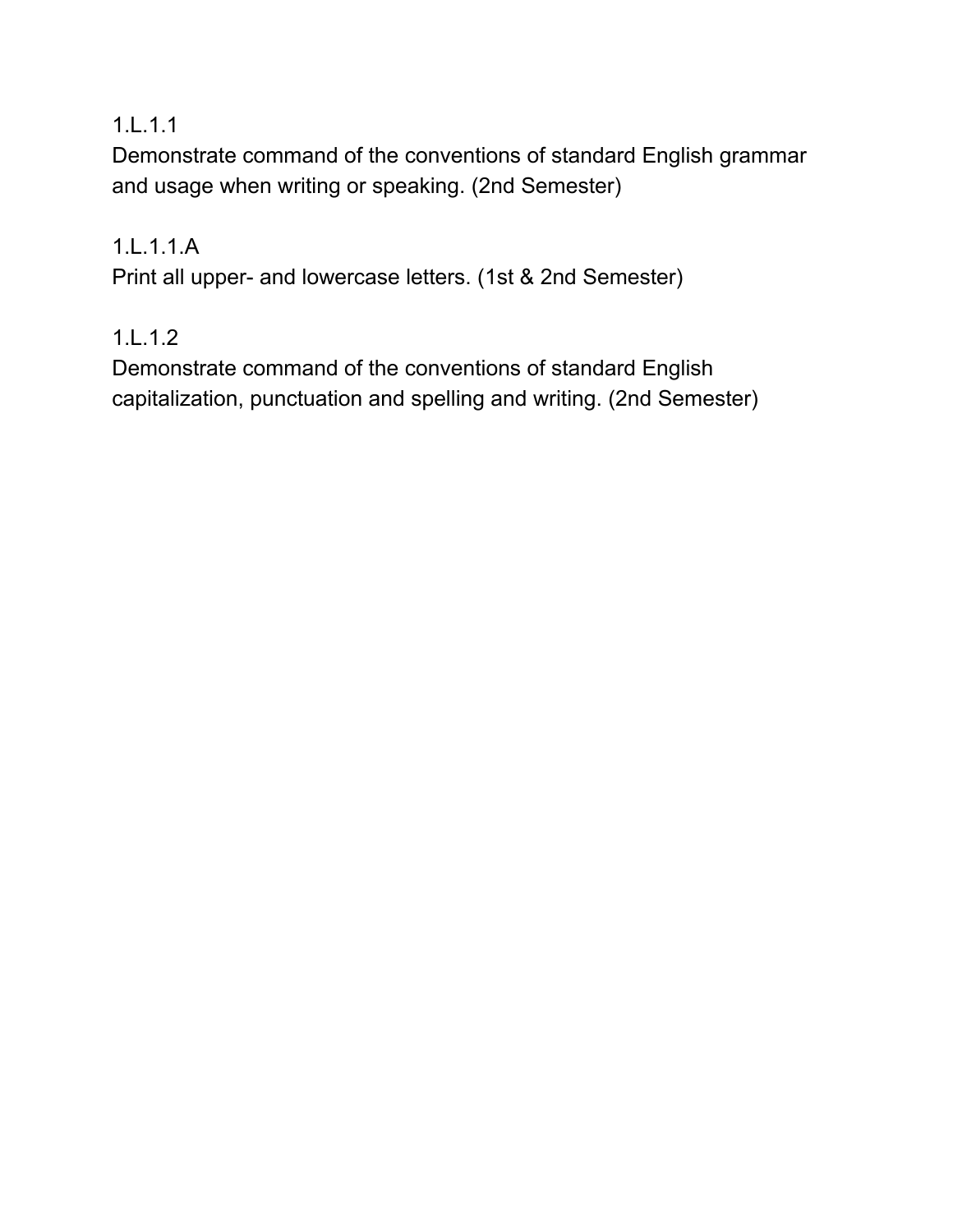1.L.1.1
Demonstrate command of the conventions of standard English grammar and usage when writing or speaking. (2nd Semester)

1.L.1.1.A
Print all upper- and lowercase letters. (1st & 2nd Semester)

1.L.1.2
Demonstrate command of the conventions of standard English capitalization, punctuation and spelling and writing. (2nd Semester)